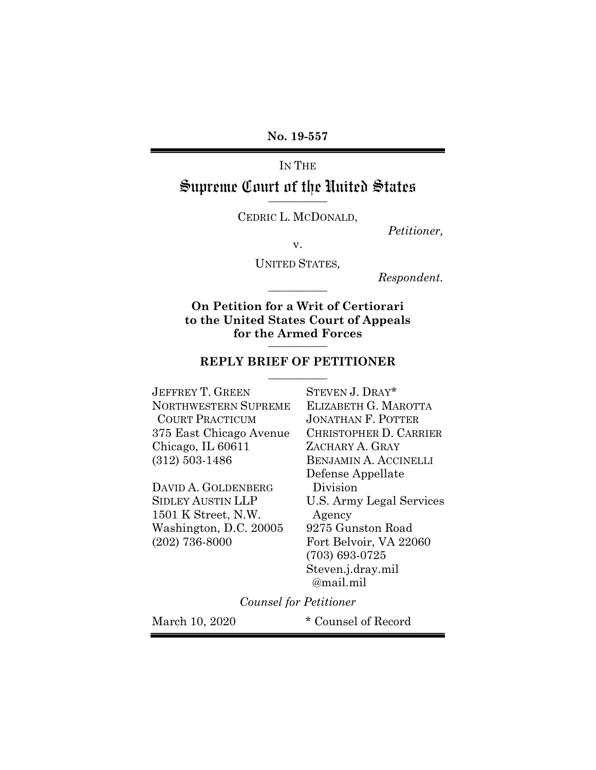**No. 19-557**

IN THE

# Supreme Court of the United States

---

CEDRIC L. MCDONALD,

*Petitioner,*

v.

UNITED STATES,

*Respondent.*

---

**On Petition for a Writ of Certiorari to the United States Court of Appeals for the Armed Forces**

---

## REPLY BRIEF OF PETITIONER

---

JEFFREY T. GREEN
NORTHWESTERN SUPREME COURT PRACTICUM
375 East Chicago Avenue
Chicago, IL 60611
(312) 503-1486

DAVID A. GOLDENBERG
SIDLEY AUSTIN LLP
1501 K Street, N.W.
Washington, D.C. 20005
(202) 736-8000

STEVEN J. DRAY*
ELIZABETH G. MAROTTA
JONATHAN F. POTTER
CHRISTOPHER D. CARRIER
ZACHARY A. GRAY
BENJAMIN A. ACCINELLI
Defense Appellate Division
U.S. Army Legal Services Agency
9275 Gunston Road
Fort Belvoir, VA 22060
(703) 693-0725
Steven.j.dray.mil@mail.mil

*Counsel for Petitioner*

March 10, 2020

\* Counsel of Record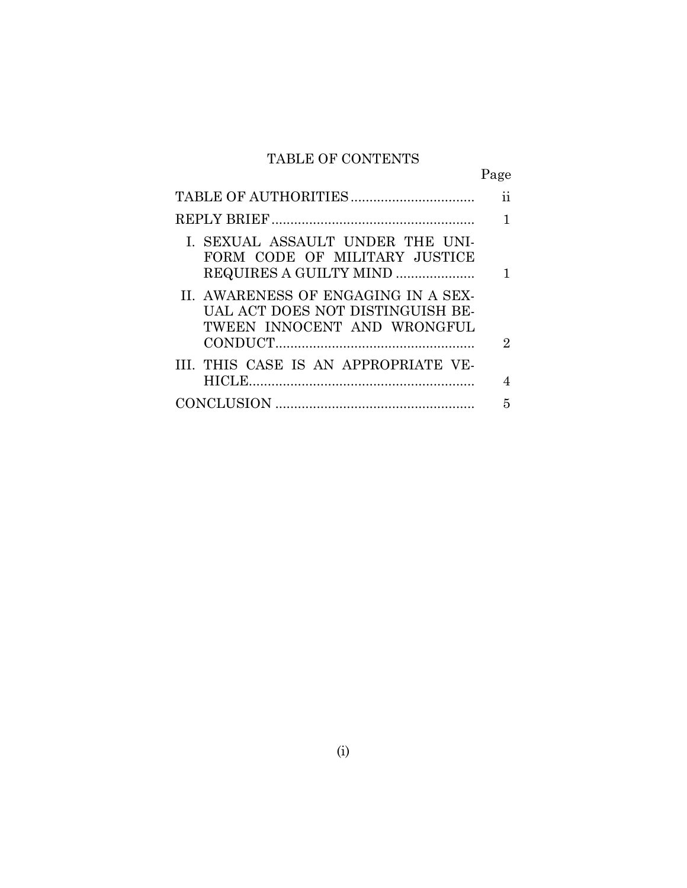# TABLE OF CONTENTS

| | Page |
|---|---|
| TABLE OF AUTHORITIES | ii |
| REPLY BRIEF | 1 |
| I. SEXUAL ASSAULT UNDER THE UNIFORM CODE OF MILITARY JUSTICE REQUIRES A GUILTY MIND | 1 |
| II. AWARENESS OF ENGAGING IN A SEXUAL ACT DOES NOT DISTINGUISH BETWEEN INNOCENT AND WRONGFUL CONDUCT | 2 |
| III. THIS CASE IS AN APPROPRIATE VEHICLE | 4 |
| CONCLUSION | 5 |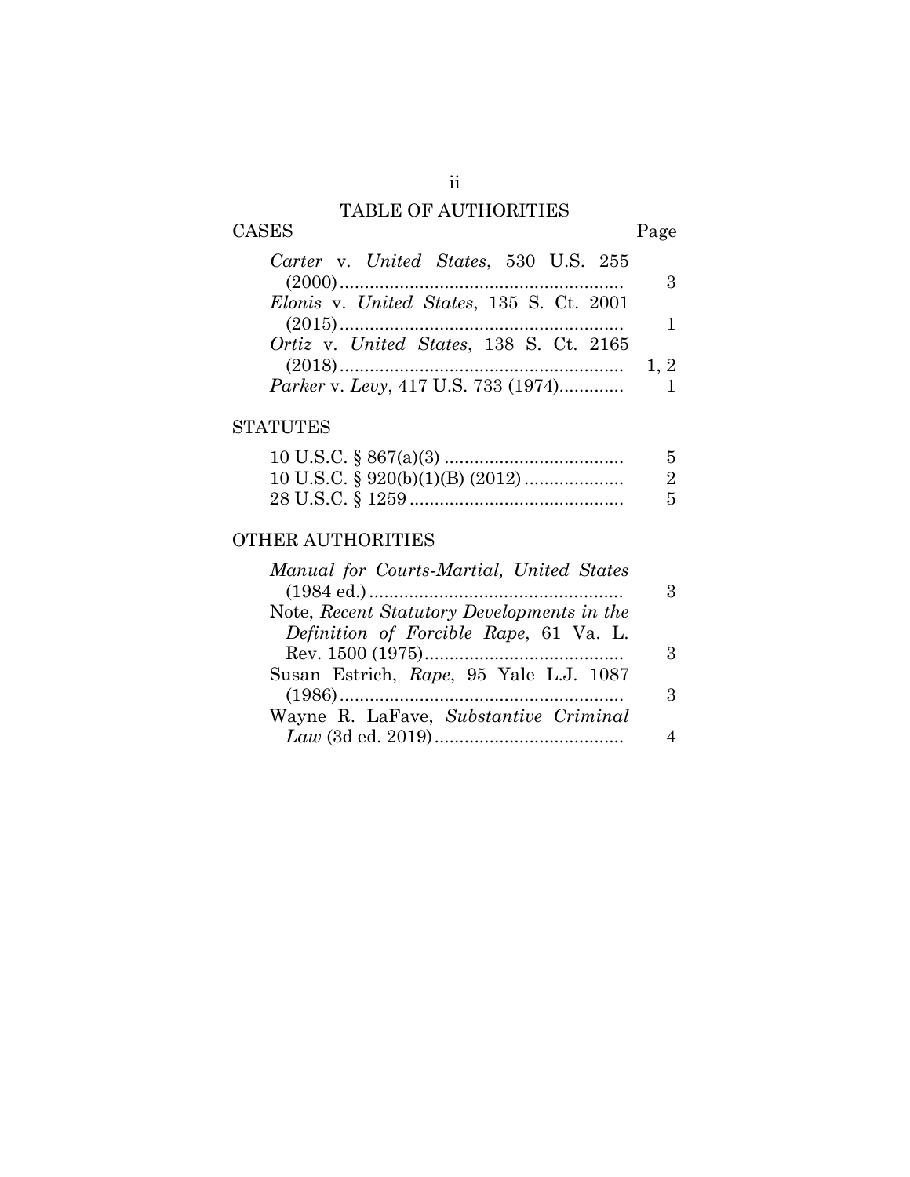# TABLE OF AUTHORITIES

| CASES | Page |
|---|---|
| *Carter* v. *United States*, 530 U.S. 255 (2000) | 3 |
| *Elonis* v. *United States*, 135 S. Ct. 2001 (2015) | 1 |
| *Ortiz* v. *United States*, 138 S. Ct. 2165 (2018) | 1, 2 |
| *Parker* v. *Levy*, 417 U.S. 733 (1974) | 1 |

| STATUTES | |
|---|---|
| 10 U.S.C. § 867(a)(3) | 5 |
| 10 U.S.C. § 920(b)(1)(B) (2012) | 2 |
| 28 U.S.C. § 1259 | 5 |

| OTHER AUTHORITIES | |
|---|---|
| *Manual for Courts-Martial, United States* (1984 ed.) | 3 |
| Note, *Recent Statutory Developments in the Definition of Forcible Rape*, 61 Va. L. Rev. 1500 (1975) | 3 |
| Susan Estrich, *Rape*, 95 Yale L.J. 1087 (1986) | 3 |
| Wayne R. LaFave, *Substantive Criminal Law* (3d ed. 2019) | 4 |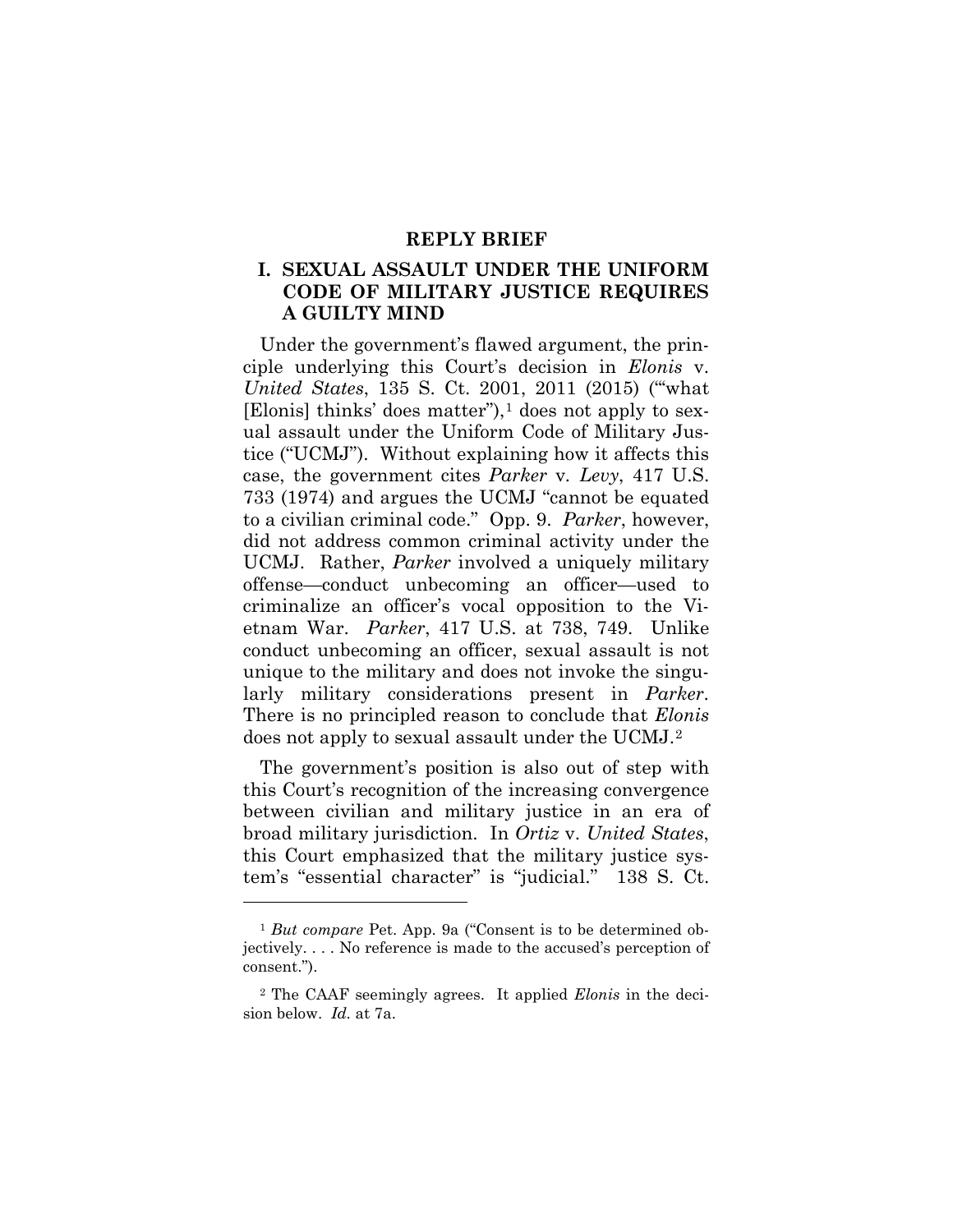# REPLY BRIEF

## I. SEXUAL ASSAULT UNDER THE UNIFORM CODE OF MILITARY JUSTICE REQUIRES A GUILTY MIND

Under the government's flawed argument, the principle underlying this Court's decision in *Elonis* v. *United States*, 135 S. Ct. 2001, 2011 (2015) ("'what [Elonis] thinks' does matter"),[1] does not apply to sexual assault under the Uniform Code of Military Justice ("UCMJ"). Without explaining how it affects this case, the government cites *Parker* v. *Levy*, 417 U.S. 733 (1974) and argues the UCMJ "cannot be equated to a civilian criminal code." Opp. 9. *Parker*, however, did not address common criminal activity under the UCMJ. Rather, *Parker* involved a uniquely military offense—conduct unbecoming an officer—used to criminalize an officer's vocal opposition to the Vietnam War. *Parker*, 417 U.S. at 738, 749. Unlike conduct unbecoming an officer, sexual assault is not unique to the military and does not invoke the singularly military considerations present in *Parker*. There is no principled reason to conclude that *Elonis* does not apply to sexual assault under the UCMJ.[2]

The government's position is also out of step with this Court's recognition of the increasing convergence between civilian and military justice in an era of broad military jurisdiction. In *Ortiz* v. *United States*, this Court emphasized that the military justice system's "essential character" is "judicial." 138 S. Ct.

---

[1] *But compare* Pet. App. 9a ("Consent is to be determined objectively. . . . No reference is made to the accused's perception of consent.").

[2] The CAAF seemingly agrees. It applied *Elonis* in the decision below. *Id.* at 7a.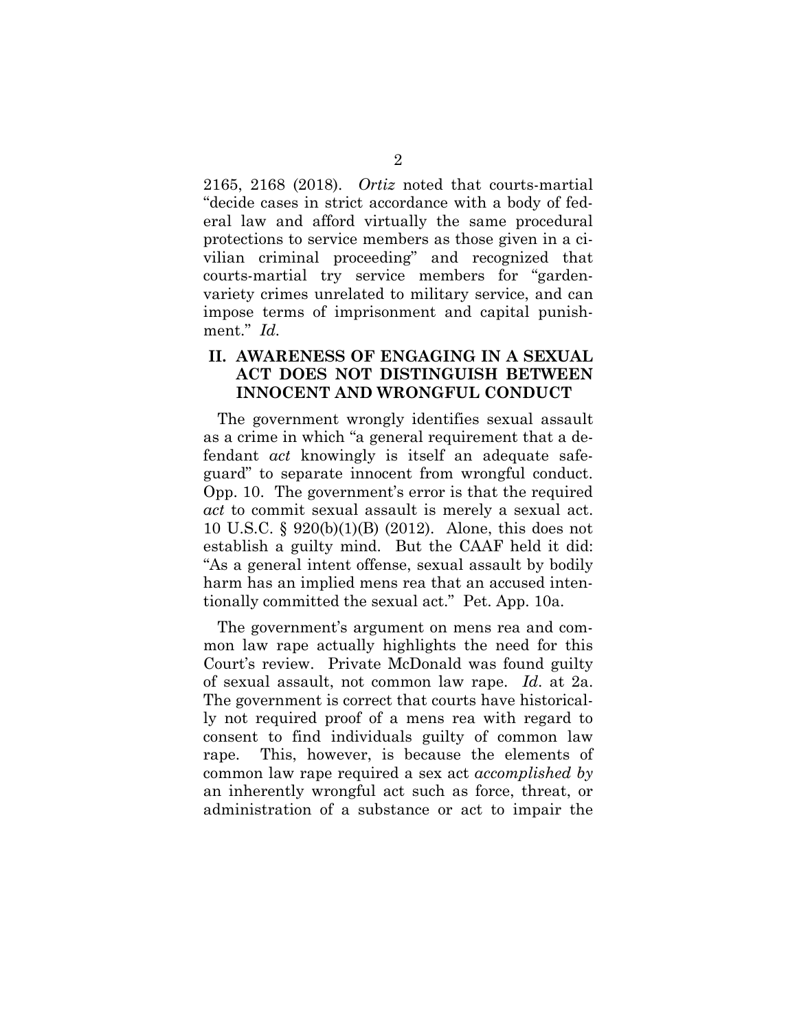2165, 2168 (2018). *Ortiz* noted that courts-martial "decide cases in strict accordance with a body of federal law and afford virtually the same procedural protections to service members as those given in a civilian criminal proceeding" and recognized that courts-martial try service members for "garden-variety crimes unrelated to military service, and can impose terms of imprisonment and capital punishment." *Id.*

## II. AWARENESS OF ENGAGING IN A SEXUAL ACT DOES NOT DISTINGUISH BETWEEN INNOCENT AND WRONGFUL CONDUCT

The government wrongly identifies sexual assault as a crime in which "a general requirement that a defendant *act* knowingly is itself an adequate safeguard" to separate innocent from wrongful conduct. Opp. 10. The government's error is that the required *act* to commit sexual assault is merely a sexual act. 10 U.S.C. § 920(b)(1)(B) (2012). Alone, this does not establish a guilty mind. But the CAAF held it did: "As a general intent offense, sexual assault by bodily harm has an implied mens rea that an accused intentionally committed the sexual act." Pet. App. 10a.

The government's argument on mens rea and common law rape actually highlights the need for this Court's review. Private McDonald was found guilty of sexual assault, not common law rape. *Id*. at 2a. The government is correct that courts have historically not required proof of a mens rea with regard to consent to find individuals guilty of common law rape. This, however, is because the elements of common law rape required a sex act *accomplished by* an inherently wrongful act such as force, threat, or administration of a substance or act to impair the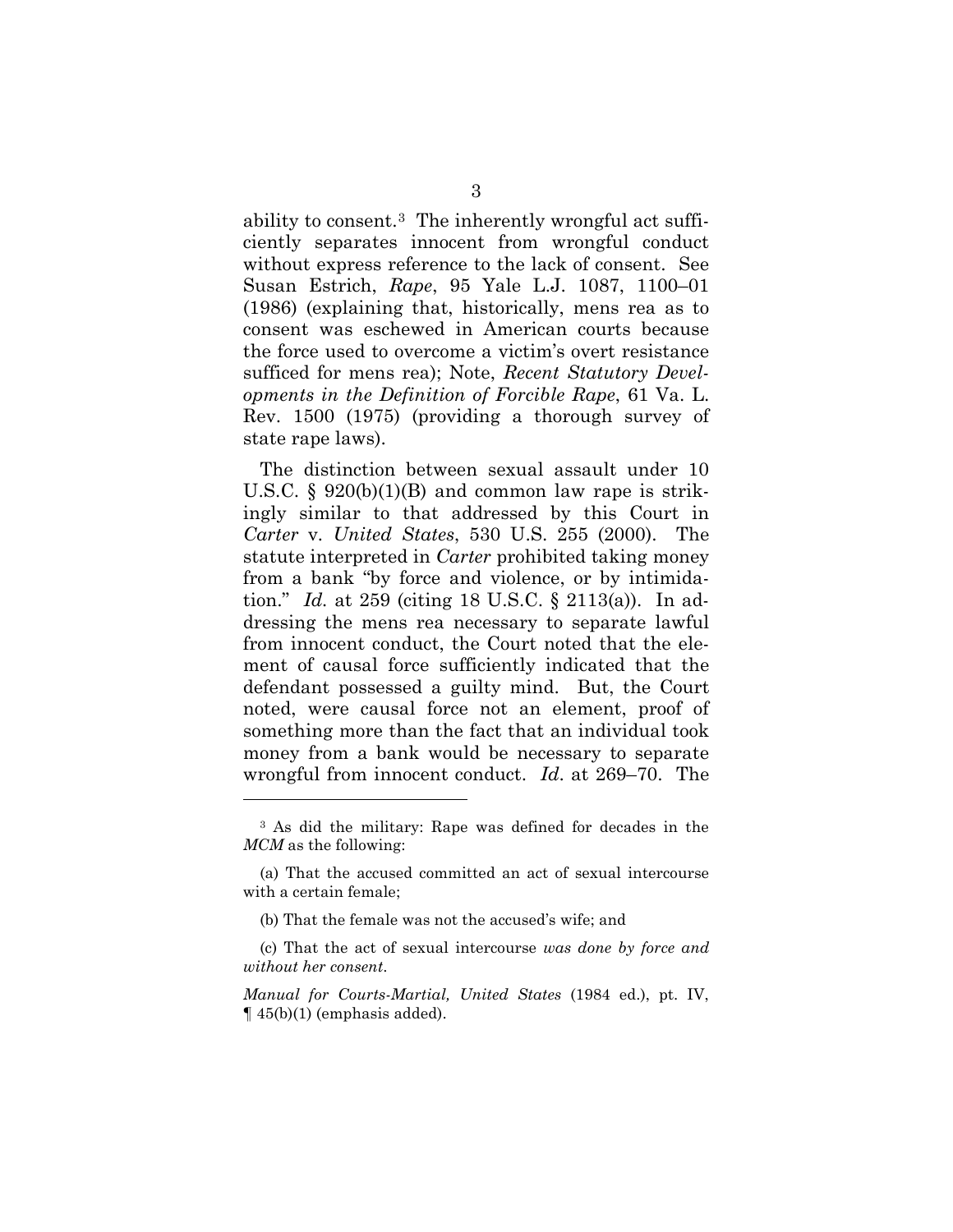ability to consent.[3] The inherently wrongful act sufficiently separates innocent from wrongful conduct without express reference to the lack of consent. See Susan Estrich, *Rape*, 95 Yale L.J. 1087, 1100–01 (1986) (explaining that, historically, mens rea as to consent was eschewed in American courts because the force used to overcome a victim's overt resistance sufficed for mens rea); Note, *Recent Statutory Developments in the Definition of Forcible Rape*, 61 Va. L. Rev. 1500 (1975) (providing a thorough survey of state rape laws).

The distinction between sexual assault under 10 U.S.C. § 920(b)(1)(B) and common law rape is strikingly similar to that addressed by this Court in *Carter* v. *United States*, 530 U.S. 255 (2000). The statute interpreted in *Carter* prohibited taking money from a bank "by force and violence, or by intimidation." *Id.* at 259 (citing 18 U.S.C. § 2113(a)). In addressing the mens rea necessary to separate lawful from innocent conduct, the Court noted that the element of causal force sufficiently indicated that the defendant possessed a guilty mind. But, the Court noted, were causal force not an element, proof of something more than the fact that an individual took money from a bank would be necessary to separate wrongful from innocent conduct. *Id*. at 269–70. The

---

[3] As did the military: Rape was defined for decades in the *MCM* as the following:

(a) That the accused committed an act of sexual intercourse with a certain female;

(b) That the female was not the accused's wife; and

(c) That the act of sexual intercourse *was done by force and without her consent.*

*Manual for Courts-Martial, United States* (1984 ed.), pt. IV, ¶ 45(b)(1) (emphasis added).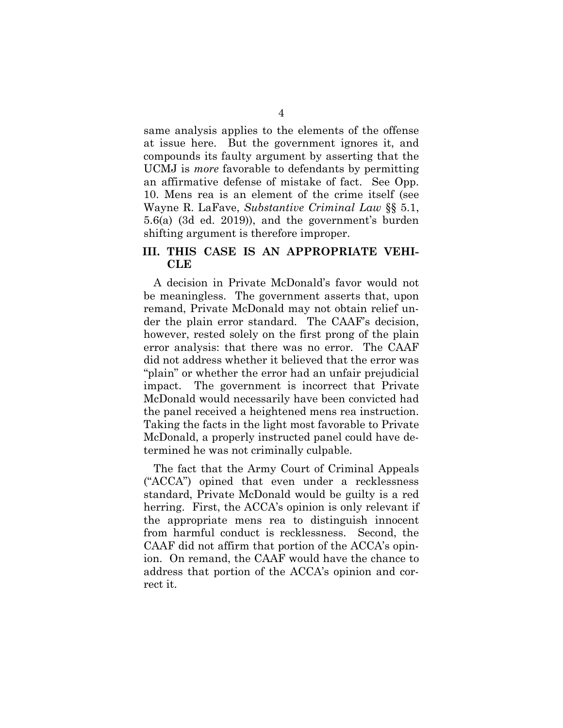same analysis applies to the elements of the offense at issue here. But the government ignores it, and compounds its faulty argument by asserting that the UCMJ is *more* favorable to defendants by permitting an affirmative defense of mistake of fact. See Opp. 10. Mens rea is an element of the crime itself (see Wayne R. LaFave, *Substantive Criminal Law* §§ 5.1, 5.6(a) (3d ed. 2019)), and the government's burden shifting argument is therefore improper.

## III. THIS CASE IS AN APPROPRIATE VEHICLE

A decision in Private McDonald's favor would not be meaningless. The government asserts that, upon remand, Private McDonald may not obtain relief under the plain error standard. The CAAF's decision, however, rested solely on the first prong of the plain error analysis: that there was no error. The CAAF did not address whether it believed that the error was "plain" or whether the error had an unfair prejudicial impact. The government is incorrect that Private McDonald would necessarily have been convicted had the panel received a heightened mens rea instruction. Taking the facts in the light most favorable to Private McDonald, a properly instructed panel could have determined he was not criminally culpable.

The fact that the Army Court of Criminal Appeals ("ACCA") opined that even under a recklessness standard, Private McDonald would be guilty is a red herring. First, the ACCA's opinion is only relevant if the appropriate mens rea to distinguish innocent from harmful conduct is recklessness. Second, the CAAF did not affirm that portion of the ACCA's opinion. On remand, the CAAF would have the chance to address that portion of the ACCA's opinion and correct it.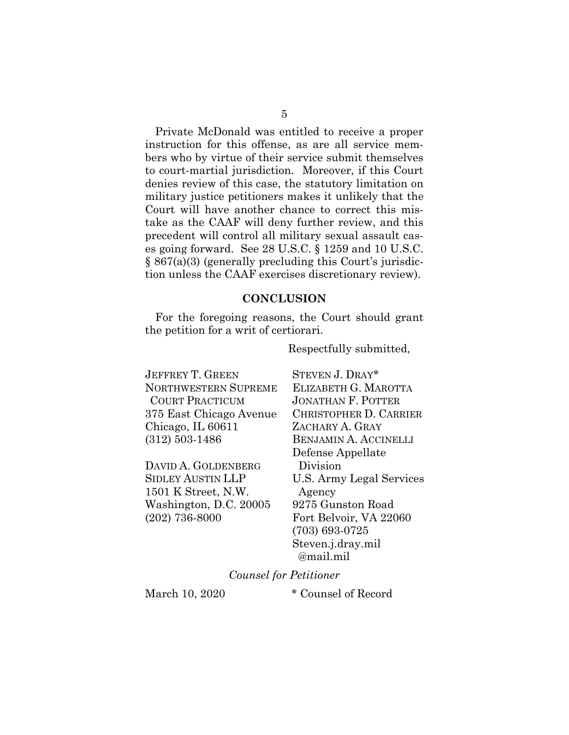Private McDonald was entitled to receive a proper instruction for this offense, as are all service members who by virtue of their service submit themselves to court-martial jurisdiction. Moreover, if this Court denies review of this case, the statutory limitation on military justice petitioners makes it unlikely that the Court will have another chance to correct this mistake as the CAAF will deny further review, and this precedent will control all military sexual assault cases going forward. See 28 U.S.C. § 1259 and 10 U.S.C. § 867(a)(3) (generally precluding this Court's jurisdiction unless the CAAF exercises discretionary review).

## CONCLUSION

For the foregoing reasons, the Court should grant the petition for a writ of certiorari.

Respectfully submitted,

JEFFREY T. GREEN
NORTHWESTERN SUPREME COURT PRACTICUM
375 East Chicago Avenue
Chicago, IL 60611
(312) 503-1486

DAVID A. GOLDENBERG
SIDLEY AUSTIN LLP
1501 K Street, N.W.
Washington, D.C. 20005
(202) 736-8000

STEVEN J. DRAY*
ELIZABETH G. MAROTTA
JONATHAN F. POTTER
CHRISTOPHER D. CARRIER
ZACHARY A. GRAY
BENJAMIN A. ACCINELLI
Defense Appellate Division
U.S. Army Legal Services Agency
9275 Gunston Road
Fort Belvoir, VA 22060
(703) 693-0725
Steven.j.dray.mil@mail.mil

*Counsel for Petitioner*

March 10, 2020

\* Counsel of Record